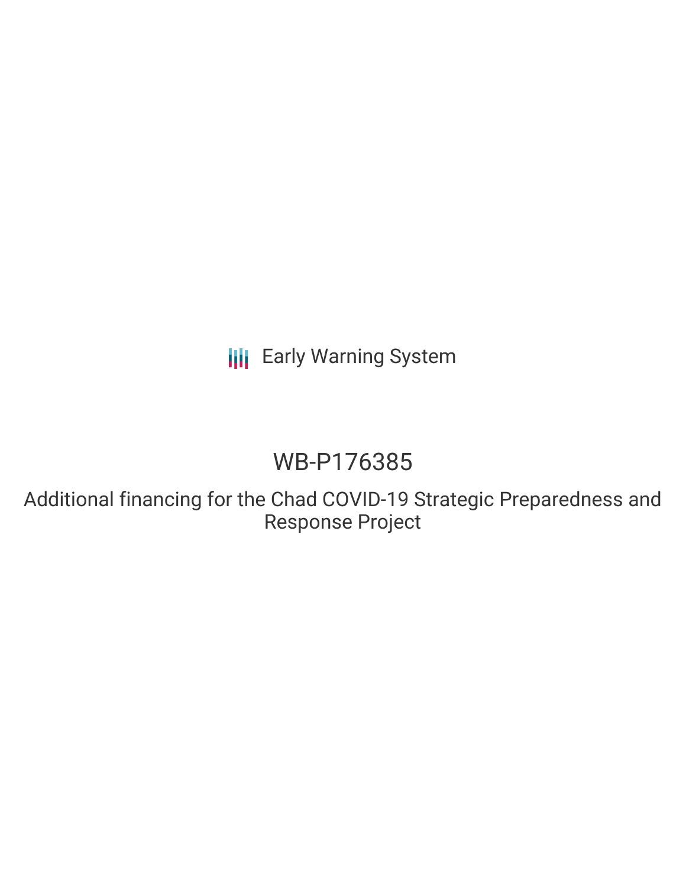Early Warning System

# WB-P176385

## Additional financing for the Chad COVID-19 Strategic Preparedness and Response Project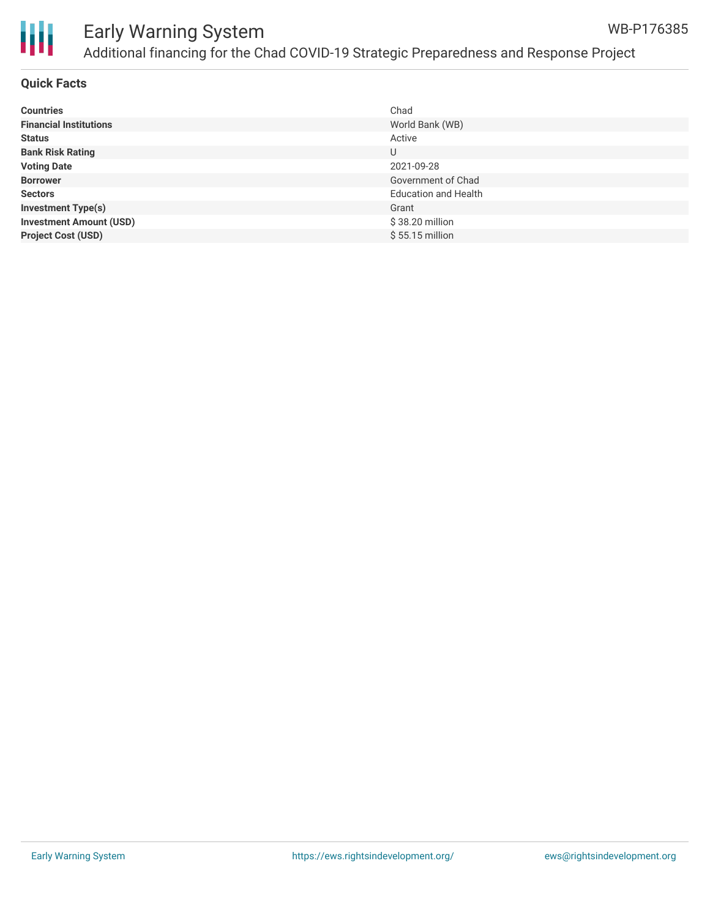# Early Warning System

## Additional financing for the Chad COVID-19 Strategic Preparedness and Response Project

WB-P176385

### Quick Facts

| | |
|---|---|
| **Countries** | Chad |
| **Financial Institutions** | World Bank (WB) |
| **Status** | Active |
| **Bank Risk Rating** | U |
| **Voting Date** | 2021-09-28 |
| **Borrower** | Government of Chad |
| **Sectors** | Education and Health |
| **Investment Type(s)** | Grant |
| **Investment Amount (USD)** | $ 38.20 million |
| **Project Cost (USD)** | $ 55.15 million |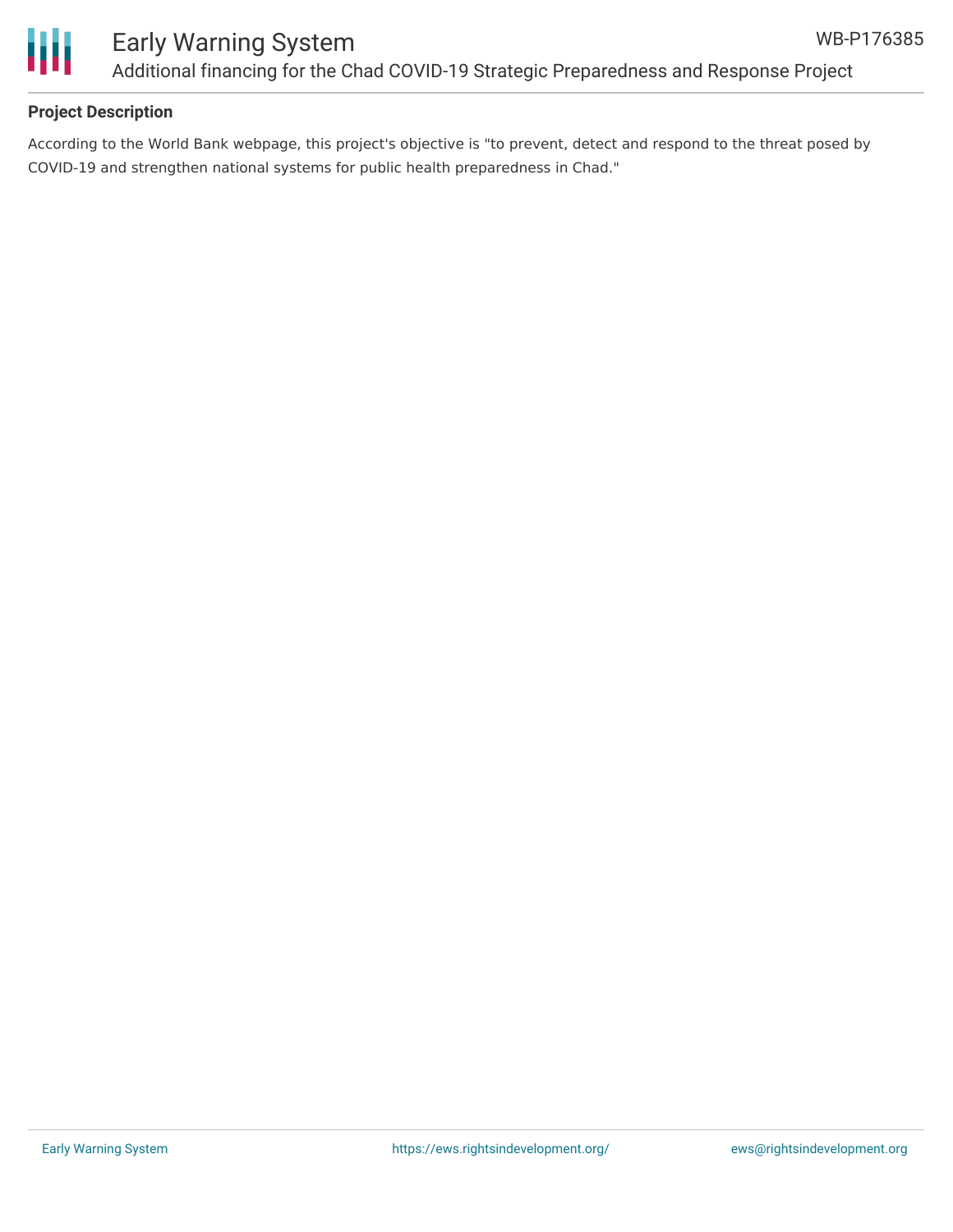## Project Description

According to the World Bank webpage, this project's objective is "to prevent, detect and respond to the threat posed by COVID-19 and strengthen national systems for public health preparedness in Chad."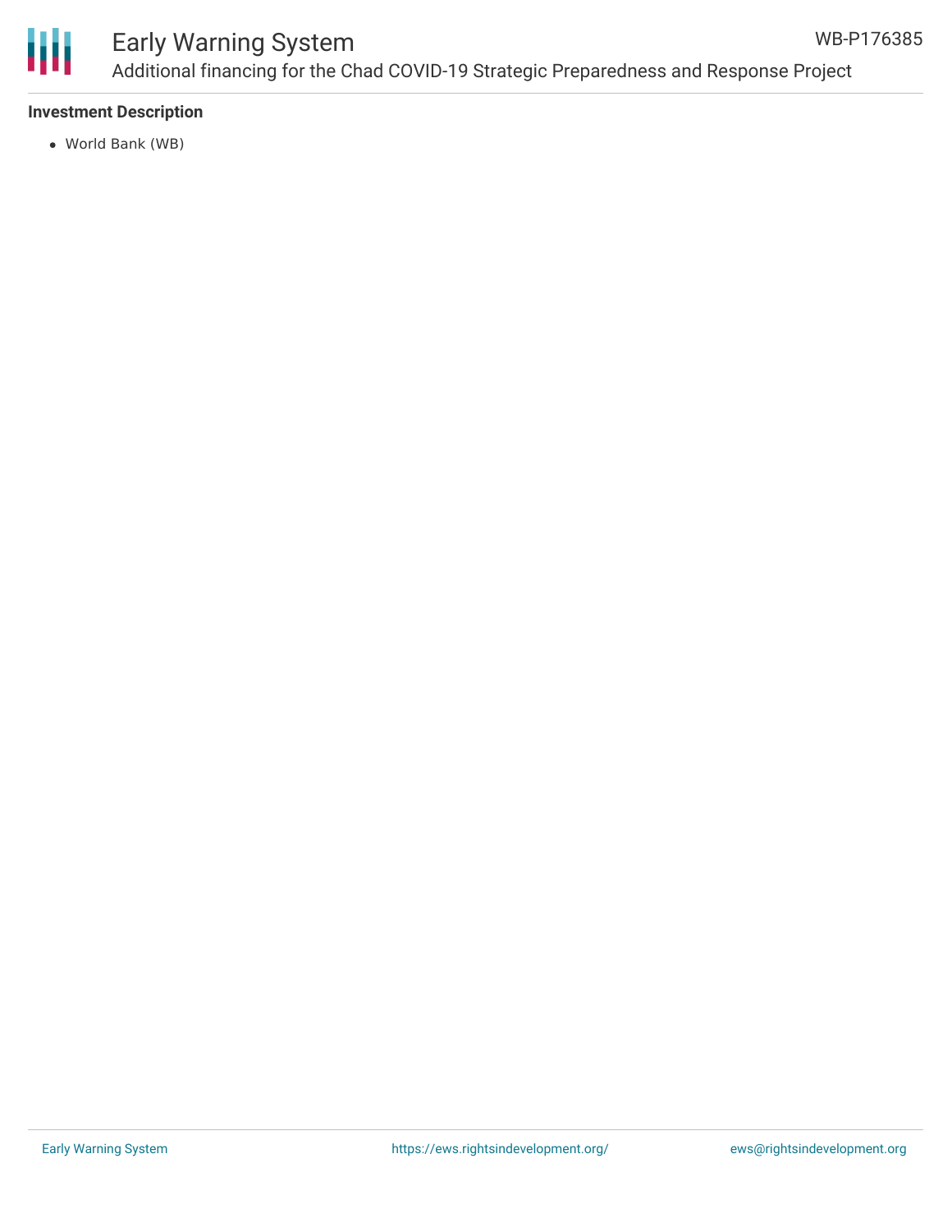**Investment Description**

- World Bank (WB)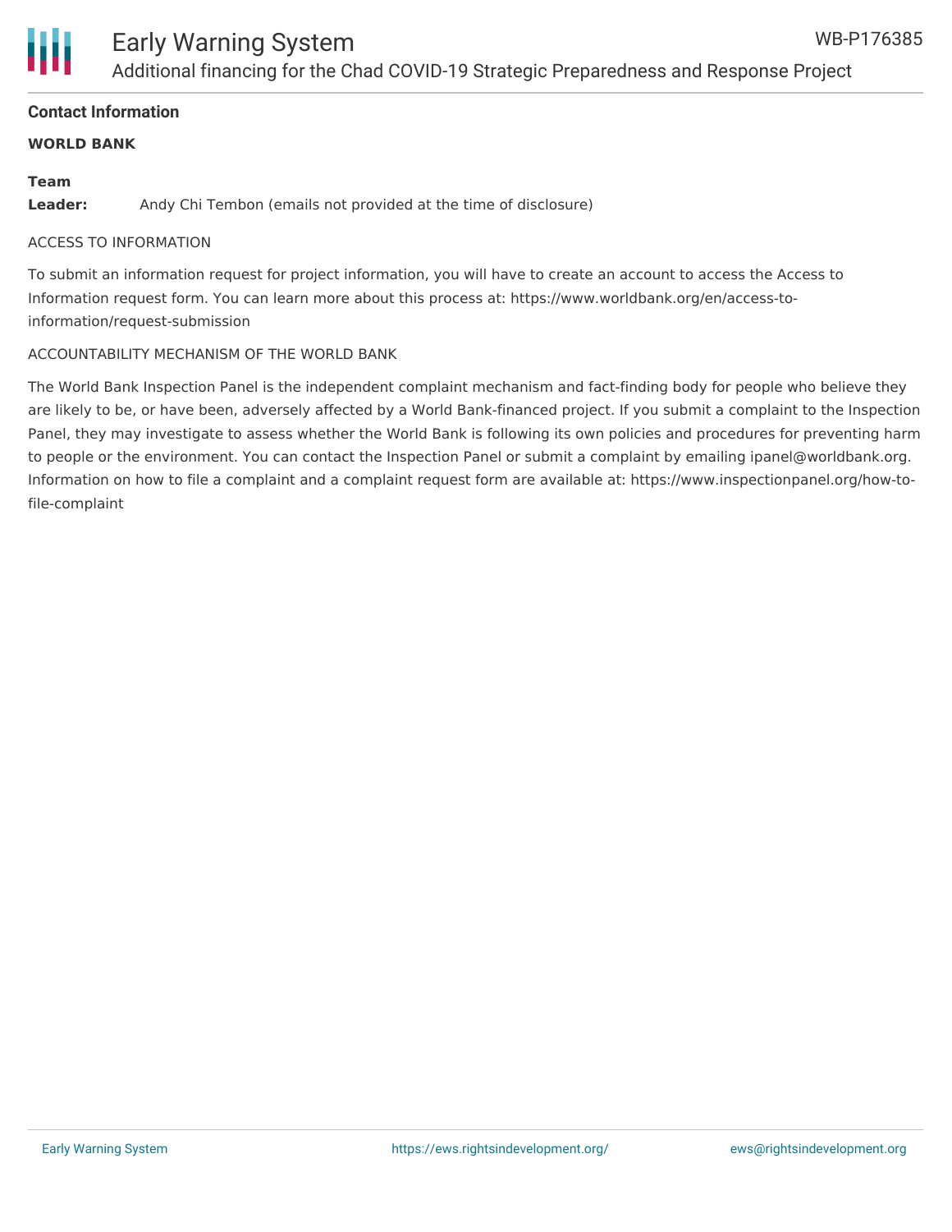## Contact Information

**WORLD BANK**

**Team Leader:** Andy Chi Tembon (emails not provided at the time of disclosure)

ACCESS TO INFORMATION

To submit an information request for project information, you will have to create an account to access the Access to Information request form. You can learn more about this process at: https://www.worldbank.org/en/access-to-information/request-submission

ACCOUNTABILITY MECHANISM OF THE WORLD BANK

The World Bank Inspection Panel is the independent complaint mechanism and fact-finding body for people who believe they are likely to be, or have been, adversely affected by a World Bank-financed project. If you submit a complaint to the Inspection Panel, they may investigate to assess whether the World Bank is following its own policies and procedures for preventing harm to people or the environment. You can contact the Inspection Panel or submit a complaint by emailing ipanel@worldbank.org. Information on how to file a complaint and a complaint request form are available at: https://www.inspectionpanel.org/how-to-file-complaint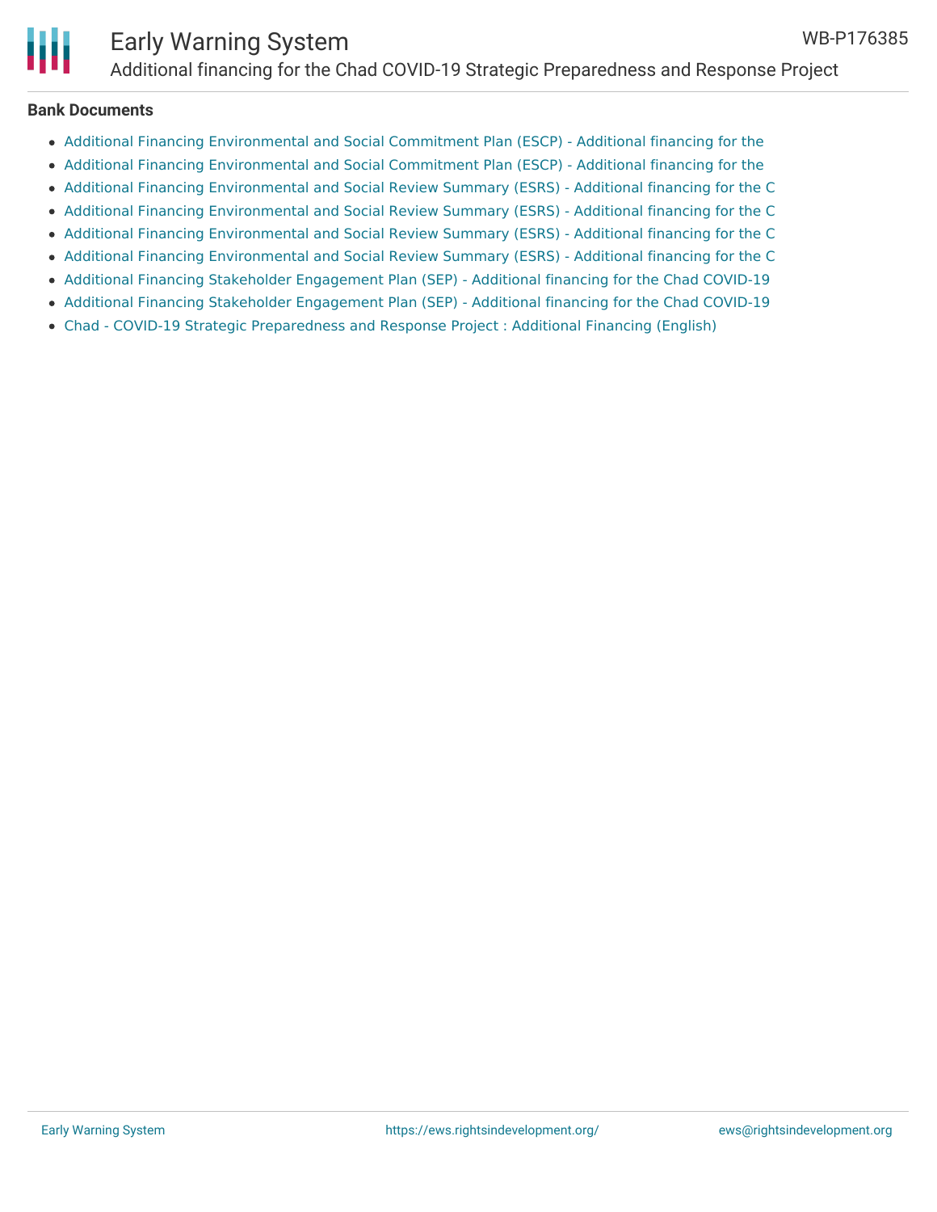**Bank Documents**

- Additional Financing Environmental and Social Commitment Plan (ESCP) - Additional financing for the
- Additional Financing Environmental and Social Commitment Plan (ESCP) - Additional financing for the
- Additional Financing Environmental and Social Review Summary (ESRS) - Additional financing for the C
- Additional Financing Environmental and Social Review Summary (ESRS) - Additional financing for the C
- Additional Financing Environmental and Social Review Summary (ESRS) - Additional financing for the C
- Additional Financing Environmental and Social Review Summary (ESRS) - Additional financing for the C
- Additional Financing Stakeholder Engagement Plan (SEP) - Additional financing for the Chad COVID-19
- Additional Financing Stakeholder Engagement Plan (SEP) - Additional financing for the Chad COVID-19
- Chad - COVID-19 Strategic Preparedness and Response Project : Additional Financing (English)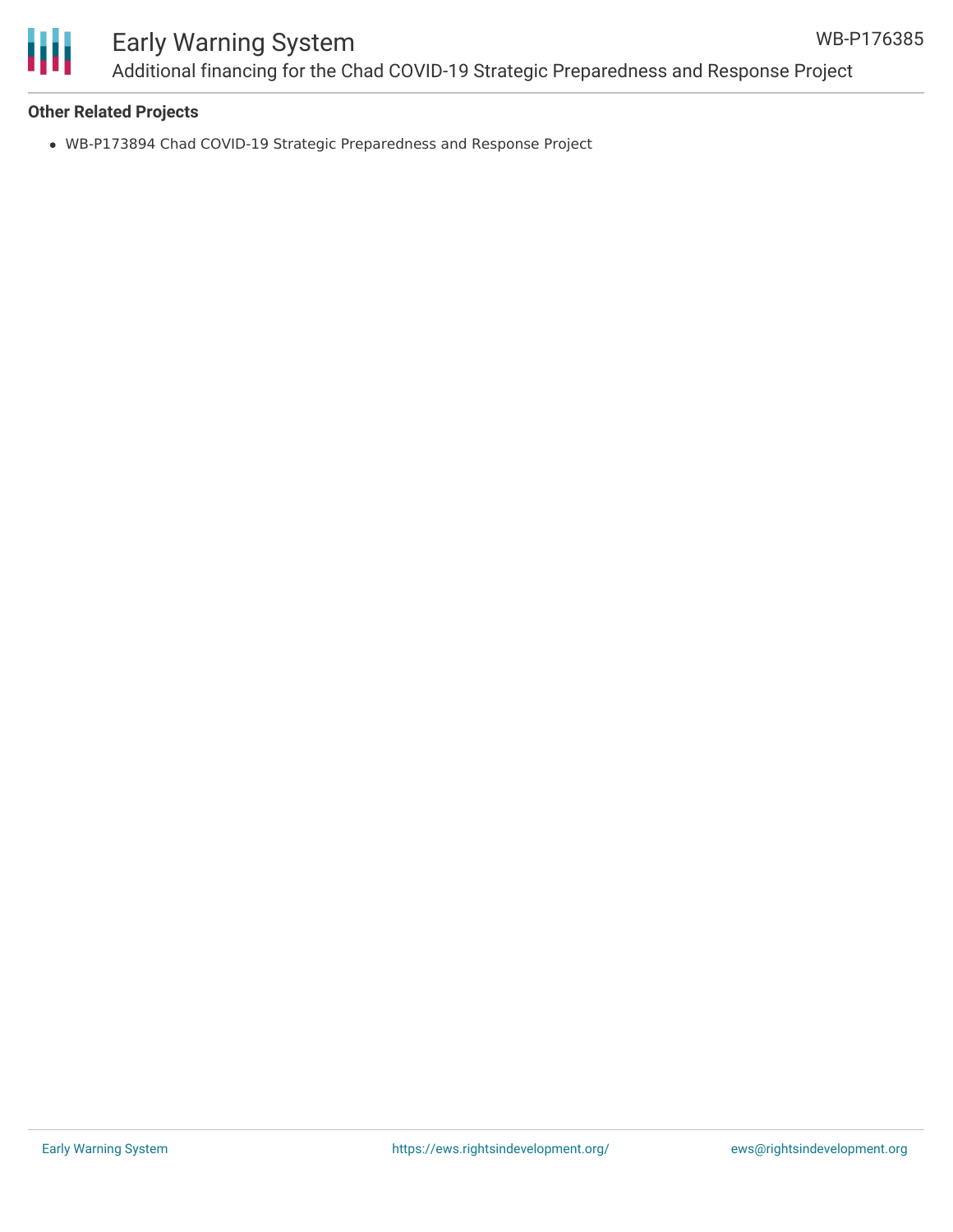**Other Related Projects**

- WB-P173894 Chad COVID-19 Strategic Preparedness and Response Project